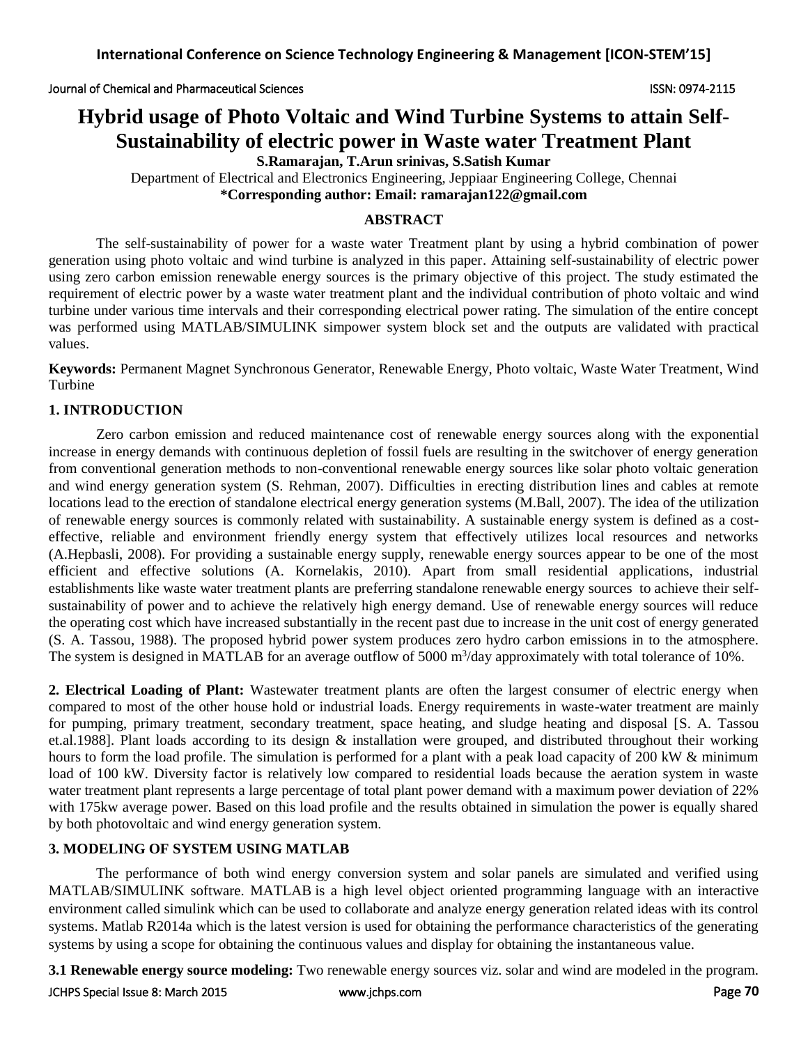# Hybrid usage of Photo Voltaic and Wind Turbine Systems to attain Self-Sustainability of electric power in Waste water Treatment Plant

**S.Ramarajan, T.Arun srinivas, S.Satish Kumar**

Department of Electrical and Electronics Engineering, Jeppiaar Engineering College, Chennai

**\*Corresponding author: Email: ramarajan122@gmail.com**

## ABSTRACT

The self-sustainability of power for a waste water Treatment plant by using a hybrid combination of power generation using photo voltaic and wind turbine is analyzed in this paper. Attaining self-sustainability of electric power using zero carbon emission renewable energy sources is the primary objective of this project. The study estimated the requirement of electric power by a waste water treatment plant and the individual contribution of photo voltaic and wind turbine under various time intervals and their corresponding electrical power rating. The simulation of the entire concept was performed using MATLAB/SIMULINK simpower system block set and the outputs are validated with practical values.

**Keywords:** Permanent Magnet Synchronous Generator, Renewable Energy, Photo voltaic, Waste Water Treatment, Wind Turbine

## 1. INTRODUCTION

Zero carbon emission and reduced maintenance cost of renewable energy sources along with the exponential increase in energy demands with continuous depletion of fossil fuels are resulting in the switchover of energy generation from conventional generation methods to non-conventional renewable energy sources like solar photo voltaic generation and wind energy generation system (S. Rehman, 2007). Difficulties in erecting distribution lines and cables at remote locations lead to the erection of standalone electrical energy generation systems (M.Ball, 2007). The idea of the utilization of renewable energy sources is commonly related with sustainability. A sustainable energy system is defined as a cost-effective, reliable and environment friendly energy system that effectively utilizes local resources and networks (A.Hepbasli, 2008). For providing a sustainable energy supply, renewable energy sources appear to be one of the most efficient and effective solutions (A. Kornelakis, 2010). Apart from small residential applications, industrial establishments like waste water treatment plants are preferring standalone renewable energy sources to achieve their self-sustainability of power and to achieve the relatively high energy demand. Use of renewable energy sources will reduce the operating cost which have increased substantially in the recent past due to increase in the unit cost of energy generated (S. A. Tassou, 1988). The proposed hybrid power system produces zero hydro carbon emissions in to the atmosphere. The system is designed in MATLAB for an average outflow of 5000 $m^3$/day approximately with total tolerance of 10%.

**2. Electrical Loading of Plant:** Wastewater treatment plants are often the largest consumer of electric energy when compared to most of the other house hold or industrial loads. Energy requirements in waste-water treatment are mainly for pumping, primary treatment, secondary treatment, space heating, and sludge heating and disposal [S. A. Tassou et.al.1988]. Plant loads according to its design & installation were grouped, and distributed throughout their working hours to form the load profile. The simulation is performed for a plant with a peak load capacity of 200 kW & minimum load of 100 kW. Diversity factor is relatively low compared to residential loads because the aeration system in waste water treatment plant represents a large percentage of total plant power demand with a maximum power deviation of 22% with 175kw average power. Based on this load profile and the results obtained in simulation the power is equally shared by both photovoltaic and wind energy generation system.

## 3. MODELING OF SYSTEM USING MATLAB

The performance of both wind energy conversion system and solar panels are simulated and verified using MATLAB/SIMULINK software. MATLAB is a high level object oriented programming language with an interactive environment called simulink which can be used to collaborate and analyze energy generation related ideas with its control systems. Matlab R2014a which is the latest version is used for obtaining the performance characteristics of the generating systems by using a scope for obtaining the continuous values and display for obtaining the instantaneous value.

**3.1 Renewable energy source modeling:** Two renewable energy sources viz. solar and wind are modeled in the program.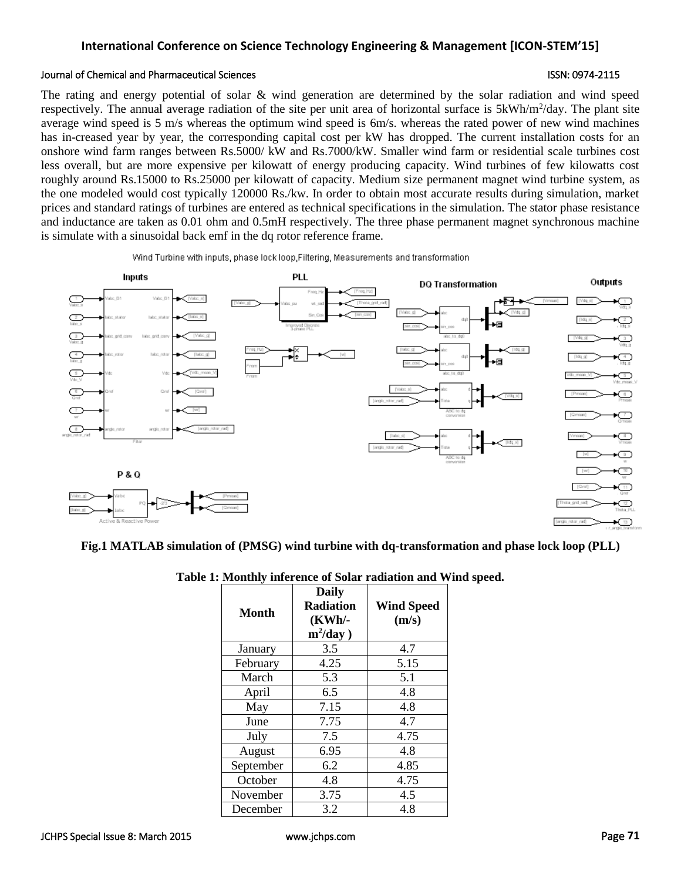The rating and energy potential of solar & wind generation are determined by the solar radiation and wind speed respectively. The annual average radiation of the site per unit area of horizontal surface is 5kWh/m$^2$/day. The plant site average wind speed is 5 m/s whereas the optimum wind speed is 6m/s. whereas the rated power of new wind machines has in-creased year by year, the corresponding capital cost per kW has dropped. The current installation costs for an onshore wind farm ranges between Rs.5000/ kW and Rs.7000/kW. Smaller wind farm or residential scale turbines cost less overall, but are more expensive per kilowatt of energy producing capacity. Wind turbines of few kilowatts cost roughly around Rs.15000 to Rs.25000 per kilowatt of capacity. Medium size permanent magnet wind turbine system, as the one modeled would cost typically 120000 Rs./kw. In order to obtain most accurate results during simulation, market prices and standard ratings of turbines are entered as technical specifications in the simulation. The stator phase resistance and inductance are taken as 0.01 ohm and 0.5mH respectively. The three phase permanent magnet synchronous machine is simulate with a sinusoidal back emf in the dq rotor reference frame.

**Fig.1 MATLAB simulation of (PMSG) wind turbine with dq-transformation and phase lock loop (PLL)**

**Table 1: Monthly inference of Solar radiation and Wind speed.**

| Month | Daily Radiation (KWh/-m$^2$/day ) | Wind Speed (m/s) |
|---|---|---|
| January | 3.5 | 4.7 |
| February | 4.25 | 5.15 |
| March | 5.3 | 5.1 |
| April | 6.5 | 4.8 |
| May | 7.15 | 4.8 |
| June | 7.75 | 4.7 |
| July | 7.5 | 4.75 |
| August | 6.95 | 4.8 |
| September | 6.2 | 4.85 |
| October | 4.8 | 4.75 |
| November | 3.75 | 4.5 |
| December | 3.2 | 4.8 |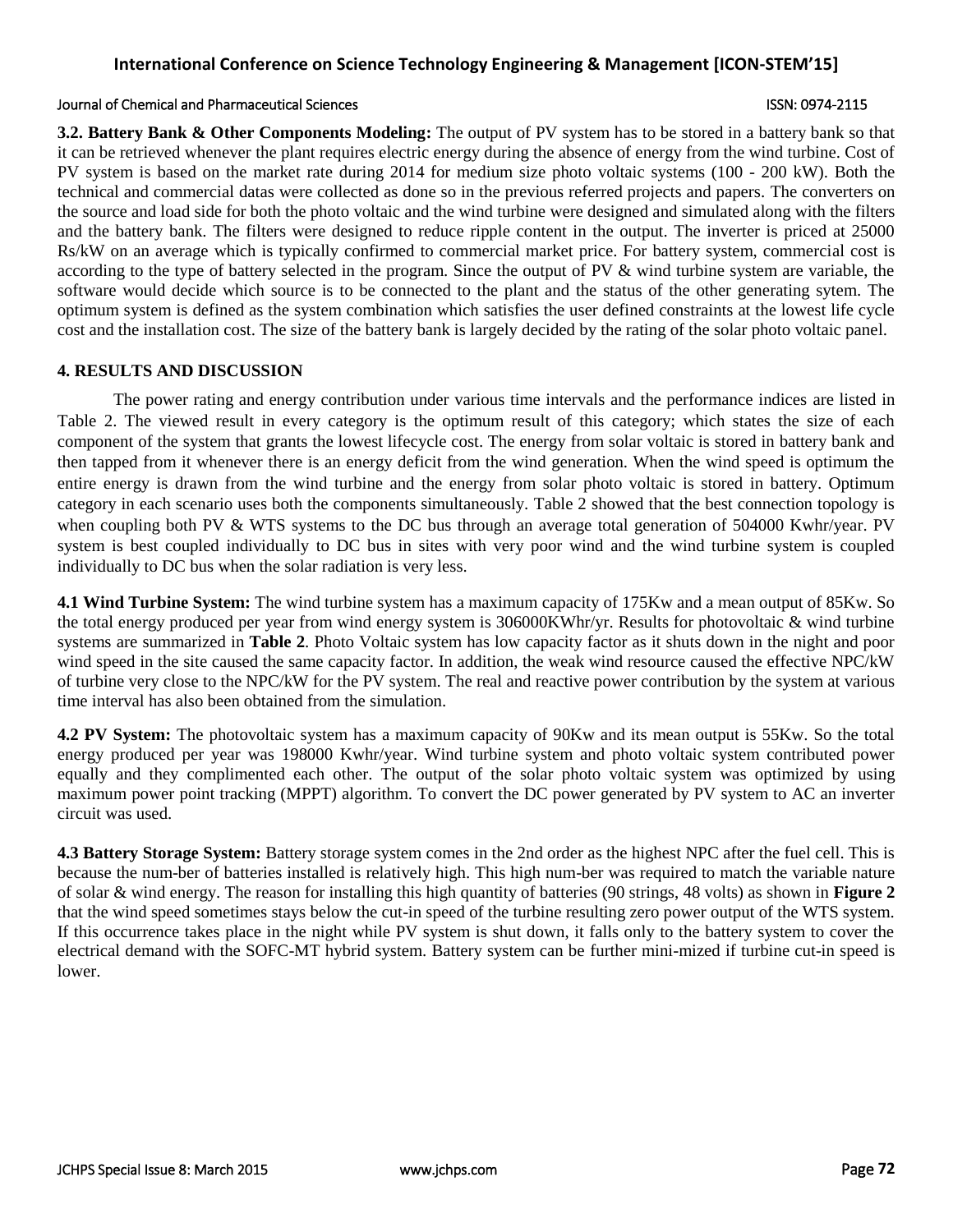**3.2. Battery Bank & Other Components Modeling:** The output of PV system has to be stored in a battery bank so that it can be retrieved whenever the plant requires electric energy during the absence of energy from the wind turbine. Cost of PV system is based on the market rate during 2014 for medium size photo voltaic systems (100 - 200 kW). Both the technical and commercial datas were collected as done so in the previous referred projects and papers. The converters on the source and load side for both the photo voltaic and the wind turbine were designed and simulated along with the filters and the battery bank. The filters were designed to reduce ripple content in the output. The inverter is priced at 25000 Rs/kW on an average which is typically confirmed to commercial market price. For battery system, commercial cost is according to the type of battery selected in the program. Since the output of PV & wind turbine system are variable, the software would decide which source is to be connected to the plant and the status of the other generating sytem. The optimum system is defined as the system combination which satisfies the user defined constraints at the lowest life cycle cost and the installation cost. The size of the battery bank is largely decided by the rating of the solar photo voltaic panel.

## 4. RESULTS AND DISCUSSION

The power rating and energy contribution under various time intervals and the performance indices are listed in Table 2. The viewed result in every category is the optimum result of this category; which states the size of each component of the system that grants the lowest lifecycle cost. The energy from solar voltaic is stored in battery bank and then tapped from it whenever there is an energy deficit from the wind generation. When the wind speed is optimum the entire energy is drawn from the wind turbine and the energy from solar photo voltaic is stored in battery. Optimum category in each scenario uses both the components simultaneously. Table 2 showed that the best connection topology is when coupling both PV & WTS systems to the DC bus through an average total generation of 504000 Kwhr/year. PV system is best coupled individually to DC bus in sites with very poor wind and the wind turbine system is coupled individually to DC bus when the solar radiation is very less.

**4.1 Wind Turbine System:** The wind turbine system has a maximum capacity of 175Kw and a mean output of 85Kw. So the total energy produced per year from wind energy system is 306000KWhr/yr. Results for photovoltaic & wind turbine systems are summarized in **Table 2**. Photo Voltaic system has low capacity factor as it shuts down in the night and poor wind speed in the site caused the same capacity factor. In addition, the weak wind resource caused the effective NPC/kW of turbine very close to the NPC/kW for the PV system. The real and reactive power contribution by the system at various time interval has also been obtained from the simulation.

**4.2 PV System:** The photovoltaic system has a maximum capacity of 90Kw and its mean output is 55Kw. So the total energy produced per year was 198000 Kwhr/year. Wind turbine system and photo voltaic system contributed power equally and they complimented each other. The output of the solar photo voltaic system was optimized by using maximum power point tracking (MPPT) algorithm. To convert the DC power generated by PV system to AC an inverter circuit was used.

**4.3 Battery Storage System:** Battery storage system comes in the 2nd order as the highest NPC after the fuel cell. This is because the num-ber of batteries installed is relatively high. This high num-ber was required to match the variable nature of solar & wind energy. The reason for installing this high quantity of batteries (90 strings, 48 volts) as shown in **Figure 2** that the wind speed sometimes stays below the cut-in speed of the turbine resulting zero power output of the WTS system. If this occurrence takes place in the night while PV system is shut down, it falls only to the battery system to cover the electrical demand with the SOFC-MT hybrid system. Battery system can be further mini-mized if turbine cut-in speed is lower.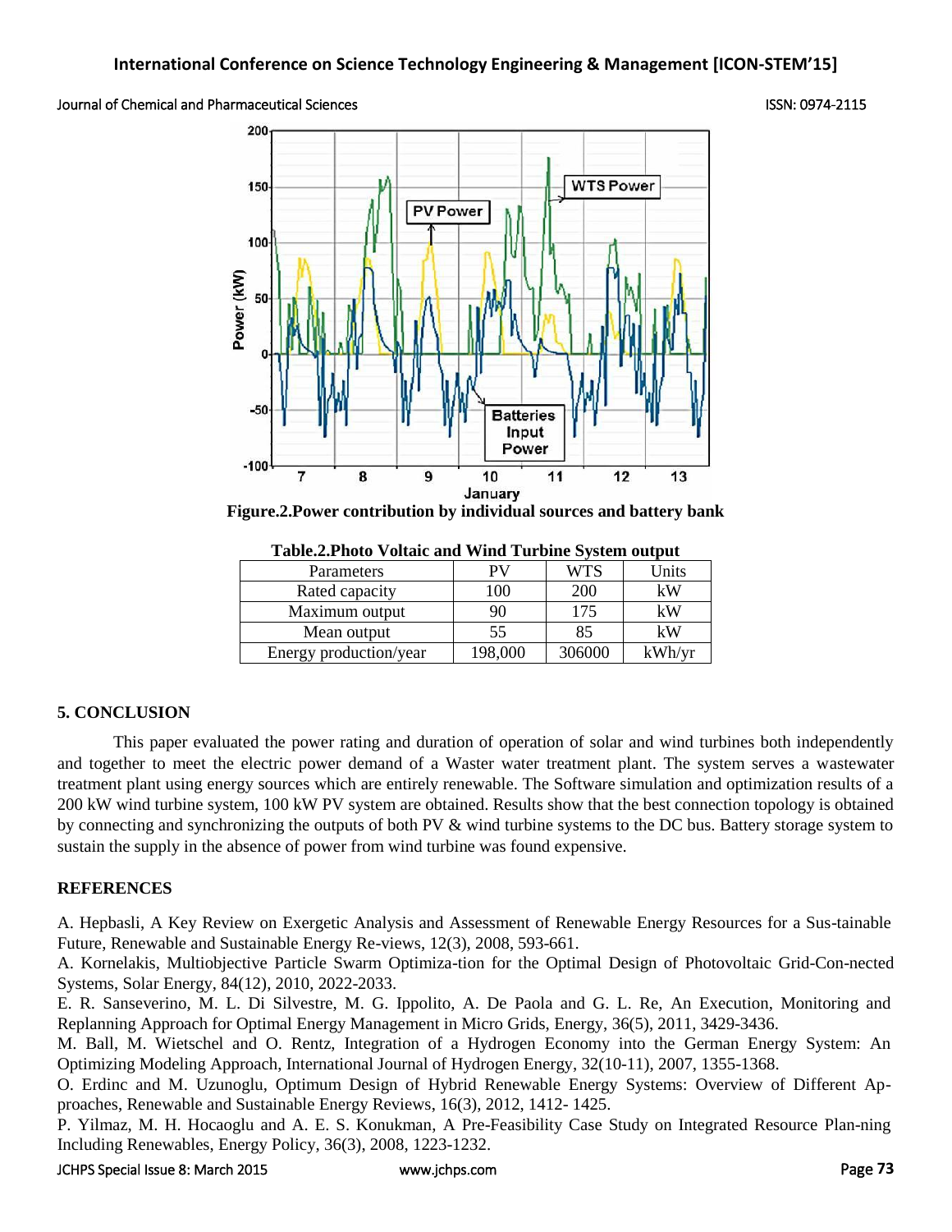Figure.2.Power contribution by individual sources and battery bank

**Table.2.Photo Voltaic and Wind Turbine System output**

| Parameters | PV | WTS | Units |
|---|---|---|---|
| Rated capacity | 100 | 200 | kW |
| Maximum output | 90 | 175 | kW |
| Mean output | 55 | 85 | kW |
| Energy production/year | 198,000 | 306000 | kWh/yr |

## 5. CONCLUSION

This paper evaluated the power rating and duration of operation of solar and wind turbines both independently and together to meet the electric power demand of a Waster water treatment plant. The system serves a wastewater treatment plant using energy sources which are entirely renewable. The Software simulation and optimization results of a 200 kW wind turbine system, 100 kW PV system are obtained. Results show that the best connection topology is obtained by connecting and synchronizing the outputs of both PV & wind turbine systems to the DC bus. Battery storage system to sustain the supply in the absence of power from wind turbine was found expensive.

## REFERENCES

A. Hepbasli, A Key Review on Exergetic Analysis and Assessment of Renewable Energy Resources for a Sus-tainable Future, Renewable and Sustainable Energy Re-views, 12(3), 2008, 593-661.

A. Kornelakis, Multiobjective Particle Swarm Optimiza-tion for the Optimal Design of Photovoltaic Grid-Con-nected Systems, Solar Energy, 84(12), 2010, 2022-2033.

E. R. Sanseverino, M. L. Di Silvestre, M. G. Ippolito, A. De Paola and G. L. Re, An Execution, Monitoring and Replanning Approach for Optimal Energy Management in Micro Grids, Energy, 36(5), 2011, 3429-3436.

M. Ball, M. Wietschel and O. Rentz, Integration of a Hydrogen Economy into the German Energy System: An Optimizing Modeling Approach, International Journal of Hydrogen Energy, 32(10-11), 2007, 1355-1368.

O. Erdinc and M. Uzunoglu, Optimum Design of Hybrid Renewable Energy Systems: Overview of Different Ap-proaches, Renewable and Sustainable Energy Reviews, 16(3), 2012, 1412- 1425.

P. Yilmaz, M. H. Hocaoglu and A. E. S. Konukman, A Pre-Feasibility Case Study on Integrated Resource Plan-ning Including Renewables, Energy Policy, 36(3), 2008, 1223-1232.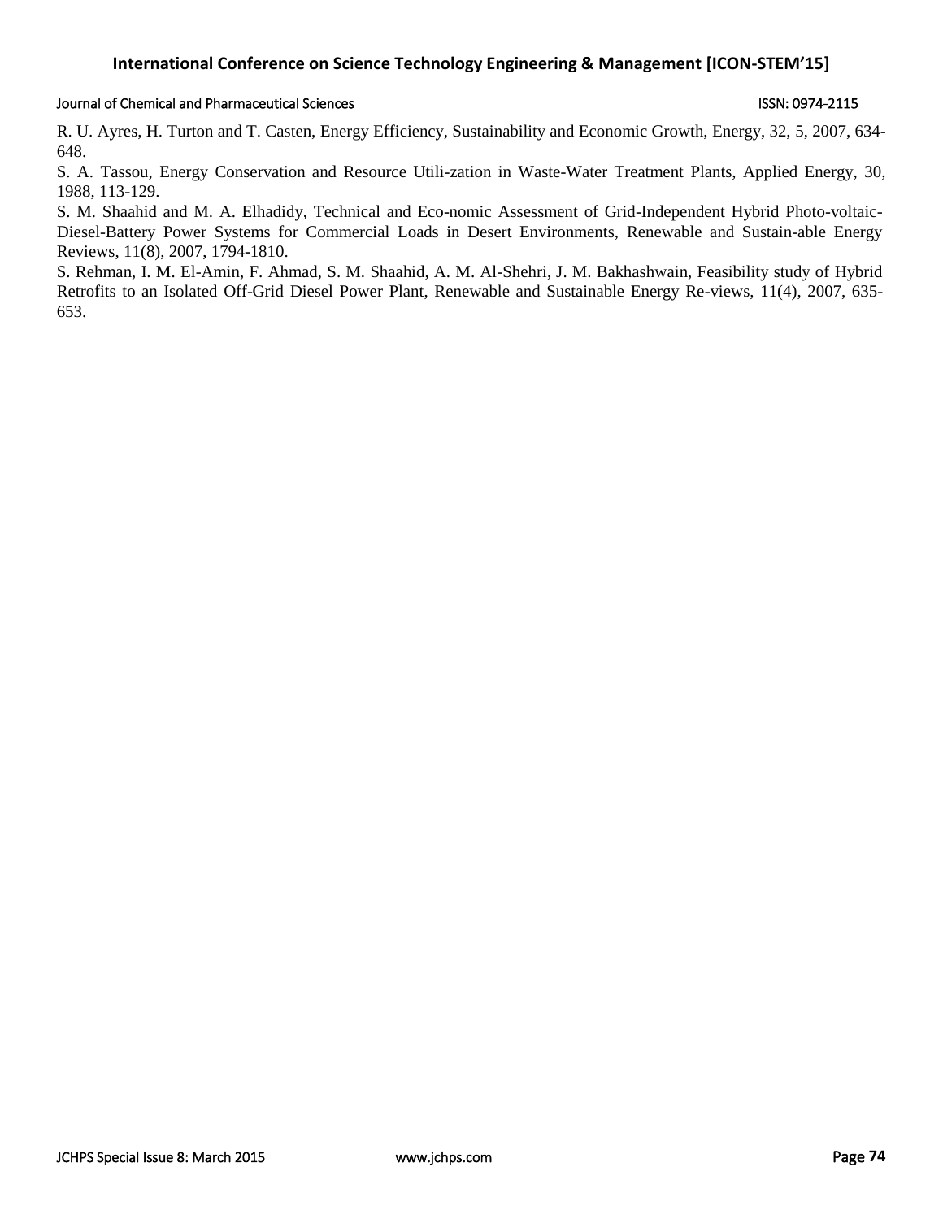R. U. Ayres, H. Turton and T. Casten, Energy Efficiency, Sustainability and Economic Growth, Energy, 32, 5, 2007, 634-648.

S. A. Tassou, Energy Conservation and Resource Utili-zation in Waste-Water Treatment Plants, Applied Energy, 30, 1988, 113-129.

S. M. Shaahid and M. A. Elhadidy, Technical and Eco-nomic Assessment of Grid-Independent Hybrid Photo-voltaic-Diesel-Battery Power Systems for Commercial Loads in Desert Environments, Renewable and Sustain-able Energy Reviews, 11(8), 2007, 1794-1810.

S. Rehman, I. M. El-Amin, F. Ahmad, S. M. Shaahid, A. M. Al-Shehri, J. M. Bakhashwain, Feasibility study of Hybrid Retrofits to an Isolated Off-Grid Diesel Power Plant, Renewable and Sustainable Energy Re-views, 11(4), 2007, 635-653.